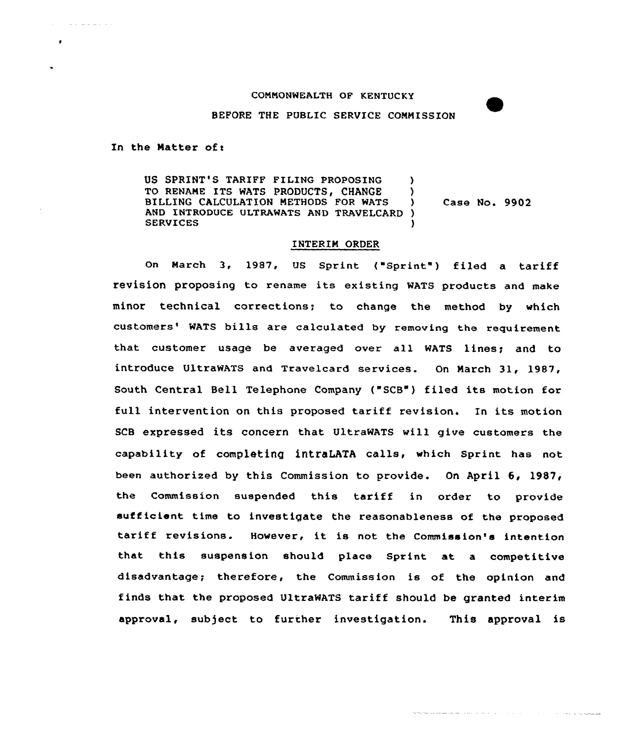COMMONWEALTH OF KENTUCKY

BEFORE THE PUBLIC SERVICE COMMISSION

In the Matter of:

| | | |
|---|---|---|
| US SPRINT'S TARIFF FILING PROPOSING TO RENAME ITS WATS PRODUCTS, CHANGE BILLING CALCULATION METHODS FOR WATS AND INTRODUCE ULTRAWATS AND TRAVELCARD SERVICES | ) ) ) ) ) | Case No. 9902 |

## INTERIM ORDER

On March 3, 1987, US Sprint ("Sprint") filed a tariff revision proposing to rename its existing WATS products and make minor technical corrections; to change the method by which customers' WATS bills are calculated by removing the requirement that customer usage be averaged over all WATS lines; and to introduce UltraWATS and Travelcard services. On March 31, 1987, South Central Bell Telephone Company ("SCB") filed its motion for full intervention on this proposed tariff revision. In its motion SCB expressed its concern that UltraWATS will give customers the capability of completing intraLATA calls, which Sprint has not been authorized by this Commission to provide. On April 6, 1987, the Commission suspended this tariff in order to provide sufficient time to investigate the reasonableness of the proposed tariff revisions. However, it is not the Commission's intention that this suspension should place Sprint at a competitive disadvantage; therefore, the Commission is of the opinion and finds that the proposed UltraWATS tariff should be granted interim approval, subject to further investigation. This approval is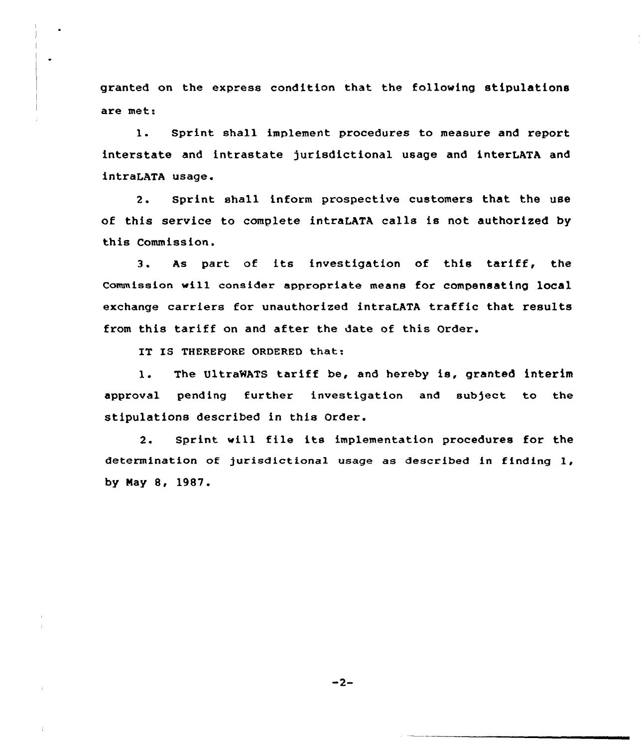granted on the express condition that the following stipulations are met:

1. Sprint shall implement procedures to measure and report interstate and intrastate jurisdictional usage and interLATA and intraLATA usage.

2. Sprint shall inform prospective customers that the use of this service to complete intraLATA calls is not authorized by this Commission.

3. As part of its investigation of this tariff, the Commission will consider appropriate means for compensating local exchange carriers for unauthorized intraLATA traffic that results from this tariff on and after the date of this Order.

IT IS THEREFORE ORDERED that:

1. The UltraWATS tariff be, and hereby is, granted interim approval pending further investigation and subject to the stipulations described in this Order.

2. Sprint will file its implementation procedures for the determination of jurisdictional usage as described in finding 1, by May 8, 1987.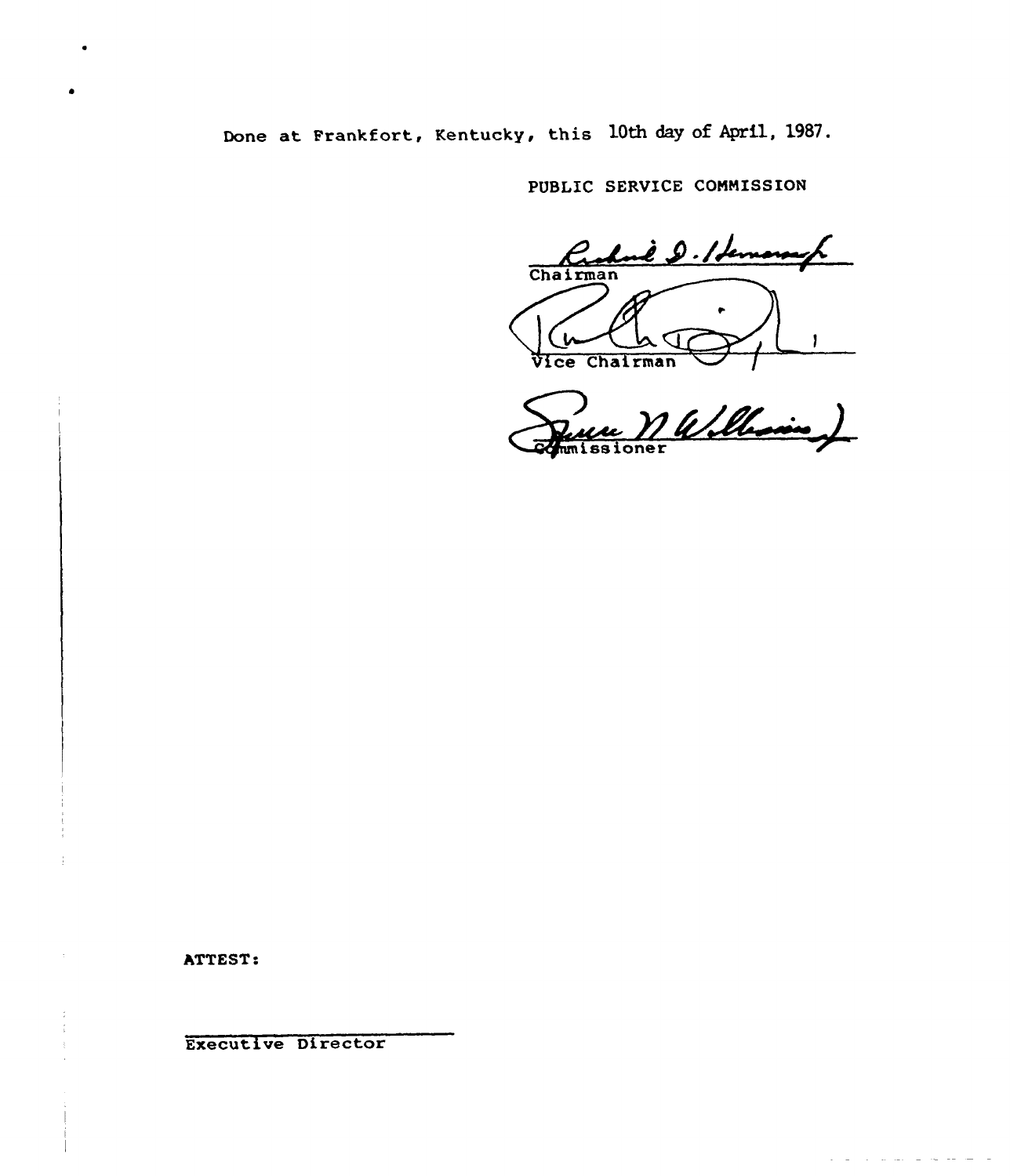Done at Frankfort, Kentucky, this 10th day of April, 1987.

PUBLIC SERVICE COMMISSION

Chairman

Vice Chairman

Commissioner

ATTEST:

Executive Director